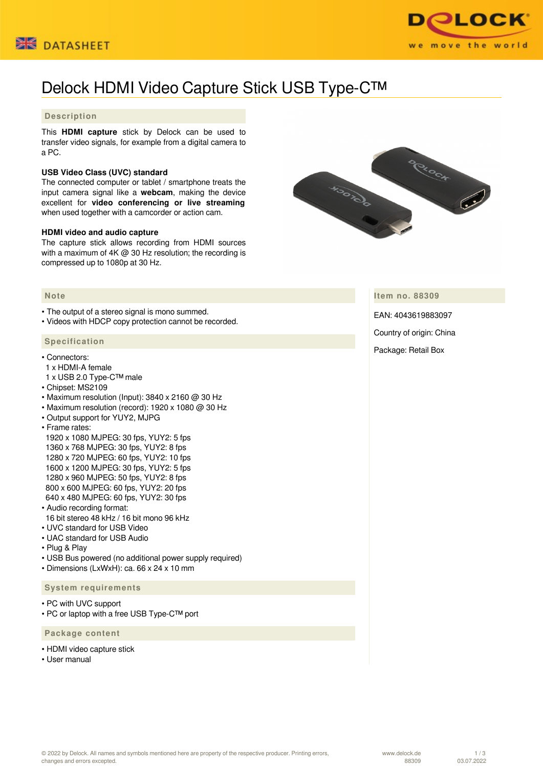# Delock HDMI Video Capture Stick USB Type-C™

## Description

This **HDMI capture** stick by Delock can be used to transfer video signals, for example from a digital camera to a PC.

**USB Video Class (UVC) standard**
The connected computer or tablet / smartphone treats the input camera signal like a **webcam**, making the device excellent for **video conferencing or live streaming** when used together with a camcorder or action cam.

**HDMI video and audio capture**
The capture stick allows recording from HDMI sources with a maximum of 4K @ 30 Hz resolution; the recording is compressed up to 1080p at 30 Hz.

## Note

- The output of a stereo signal is mono summed.
- Videos with HDCP copy protection cannot be recorded.

## Specification

- Connectors:
  1 x HDMI-A female
  1 x USB 2.0 Type-C™ male
- Chipset: MS2109
- Maximum resolution (Input): 3840 x 2160 @ 30 Hz
- Maximum resolution (record): 1920 x 1080 @ 30 Hz
- Output support for YUY2, MJPG
- Frame rates:
  1920 x 1080 MJPEG: 30 fps, YUY2: 5 fps
  1360 x 768 MJPEG: 30 fps, YUY2: 8 fps
  1280 x 720 MJPEG: 60 fps, YUY2: 10 fps
  1600 x 1200 MJPEG: 30 fps, YUY2: 5 fps
  1280 x 960 MJPEG: 50 fps, YUY2: 8 fps
  800 x 600 MJPEG: 60 fps, YUY2: 20 fps
  640 x 480 MJPEG: 60 fps, YUY2: 30 fps
- Audio recording format:
  16 bit stereo 48 kHz / 16 bit mono 96 kHz
- UVC standard for USB Video
- UAC standard for USB Audio
- Plug & Play
- USB Bus powered (no additional power supply required)
- Dimensions (LxWxH): ca. 66 x 24 x 10 mm

## System requirements

- PC with UVC support
- PC or laptop with a free USB Type-C™ port

## Package content

- HDMI video capture stick
- User manual

## Item no. 88309

EAN: 4043619883097

Country of origin: China

Package: Retail Box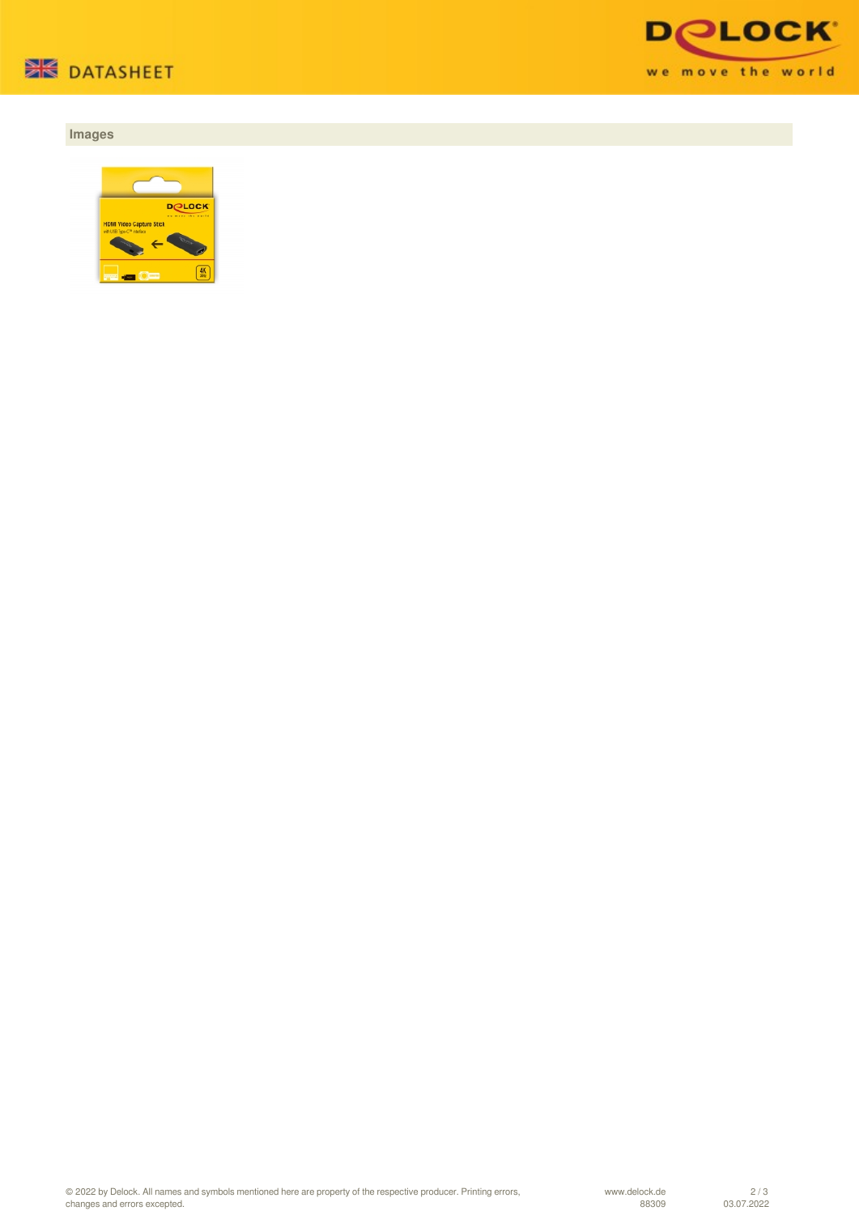## Images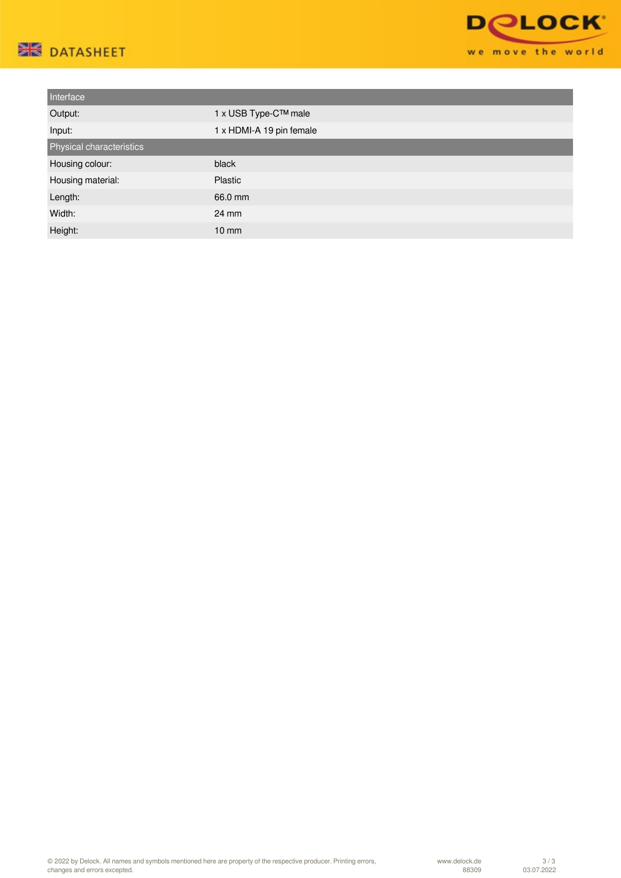| | |
|---|---|
| **Interface** | |
| Output: | 1 x USB Type-C™ male |
| Input: | 1 x HDMI-A 19 pin female |
| **Physical characteristics** | |
| Housing colour: | black |
| Housing material: | Plastic |
| Length: | 66.0 mm |
| Width: | 24 mm |
| Height: | 10 mm |